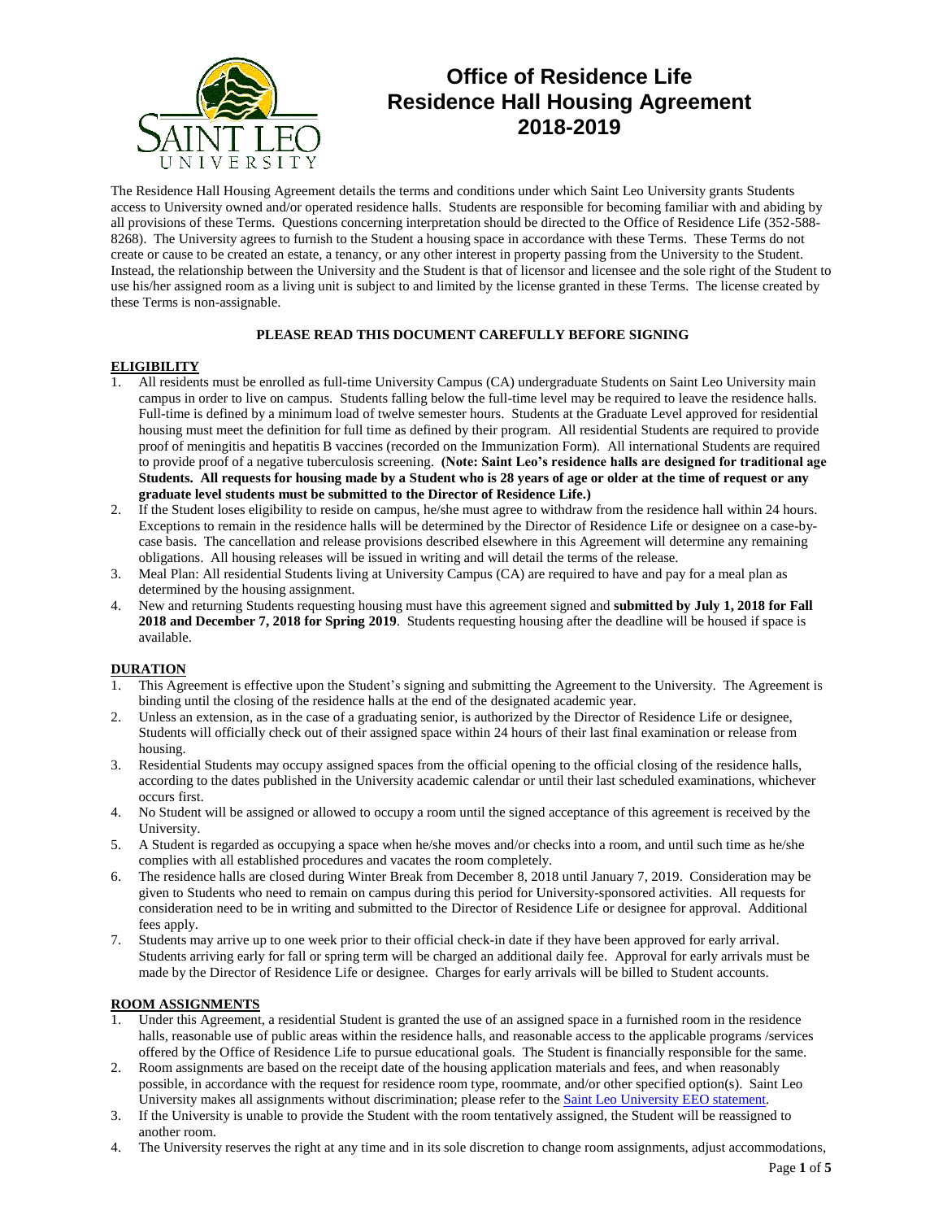# Office of Residence Life
# Residence Hall Housing Agreement
# 2018-2019

The Residence Hall Housing Agreement details the terms and conditions under which Saint Leo University grants Students access to University owned and/or operated residence halls. Students are responsible for becoming familiar with and abiding by all provisions of these Terms. Questions concerning interpretation should be directed to the Office of Residence Life (352-588-8268). The University agrees to furnish to the Student a housing space in accordance with these Terms. These Terms do not create or cause to be created an estate, a tenancy, or any other interest in property passing from the University to the Student. Instead, the relationship between the University and the Student is that of licensor and licensee and the sole right of the Student to use his/her assigned room as a living unit is subject to and limited by the license granted in these Terms. The license created by these Terms is non-assignable.

**PLEASE READ THIS DOCUMENT CAREFULLY BEFORE SIGNING**

## ELIGIBILITY

1. All residents must be enrolled as full-time University Campus (CA) undergraduate Students on Saint Leo University main campus in order to live on campus. Students falling below the full-time level may be required to leave the residence halls. Full-time is defined by a minimum load of twelve semester hours. Students at the Graduate Level approved for residential housing must meet the definition for full time as defined by their program. All residential Students are required to provide proof of meningitis and hepatitis B vaccines (recorded on the Immunization Form). All international Students are required to provide proof of a negative tuberculosis screening. **(Note: Saint Leo's residence halls are designed for traditional age Students. All requests for housing made by a Student who is 28 years of age or older at the time of request or any graduate level students must be submitted to the Director of Residence Life.)**
2. If the Student loses eligibility to reside on campus, he/she must agree to withdraw from the residence hall within 24 hours. Exceptions to remain in the residence halls will be determined by the Director of Residence Life or designee on a case-by-case basis. The cancellation and release provisions described elsewhere in this Agreement will determine any remaining obligations. All housing releases will be issued in writing and will detail the terms of the release.
3. Meal Plan: All residential Students living at University Campus (CA) are required to have and pay for a meal plan as determined by the housing assignment.
4. New and returning Students requesting housing must have this agreement signed and **submitted by July 1, 2018 for Fall 2018 and December 7, 2018 for Spring 2019**. Students requesting housing after the deadline will be housed if space is available.

## DURATION

1. This Agreement is effective upon the Student's signing and submitting the Agreement to the University. The Agreement is binding until the closing of the residence halls at the end of the designated academic year.
2. Unless an extension, as in the case of a graduating senior, is authorized by the Director of Residence Life or designee, Students will officially check out of their assigned space within 24 hours of their last final examination or release from housing.
3. Residential Students may occupy assigned spaces from the official opening to the official closing of the residence halls, according to the dates published in the University academic calendar or until their last scheduled examinations, whichever occurs first.
4. No Student will be assigned or allowed to occupy a room until the signed acceptance of this agreement is received by the University.
5. A Student is regarded as occupying a space when he/she moves and/or checks into a room, and until such time as he/she complies with all established procedures and vacates the room completely.
6. The residence halls are closed during Winter Break from December 8, 2018 until January 7, 2019. Consideration may be given to Students who need to remain on campus during this period for University-sponsored activities. All requests for consideration need to be in writing and submitted to the Director of Residence Life or designee for approval. Additional fees apply.
7. Students may arrive up to one week prior to their official check-in date if they have been approved for early arrival. Students arriving early for fall or spring term will be charged an additional daily fee. Approval for early arrivals must be made by the Director of Residence Life or designee. Charges for early arrivals will be billed to Student accounts.

## ROOM ASSIGNMENTS

1. Under this Agreement, a residential Student is granted the use of an assigned space in a furnished room in the residence halls, reasonable use of public areas within the residence halls, and reasonable access to the applicable programs /services offered by the Office of Residence Life to pursue educational goals. The Student is financially responsible for the same.
2. Room assignments are based on the receipt date of the housing application materials and fees, and when reasonably possible, in accordance with the request for residence room type, roommate, and/or other specified option(s). Saint Leo University makes all assignments without discrimination; please refer to the Saint Leo University EEO statement.
3. If the University is unable to provide the Student with the room tentatively assigned, the Student will be reassigned to another room.
4. The University reserves the right at any time and in its sole discretion to change room assignments, adjust accommodations,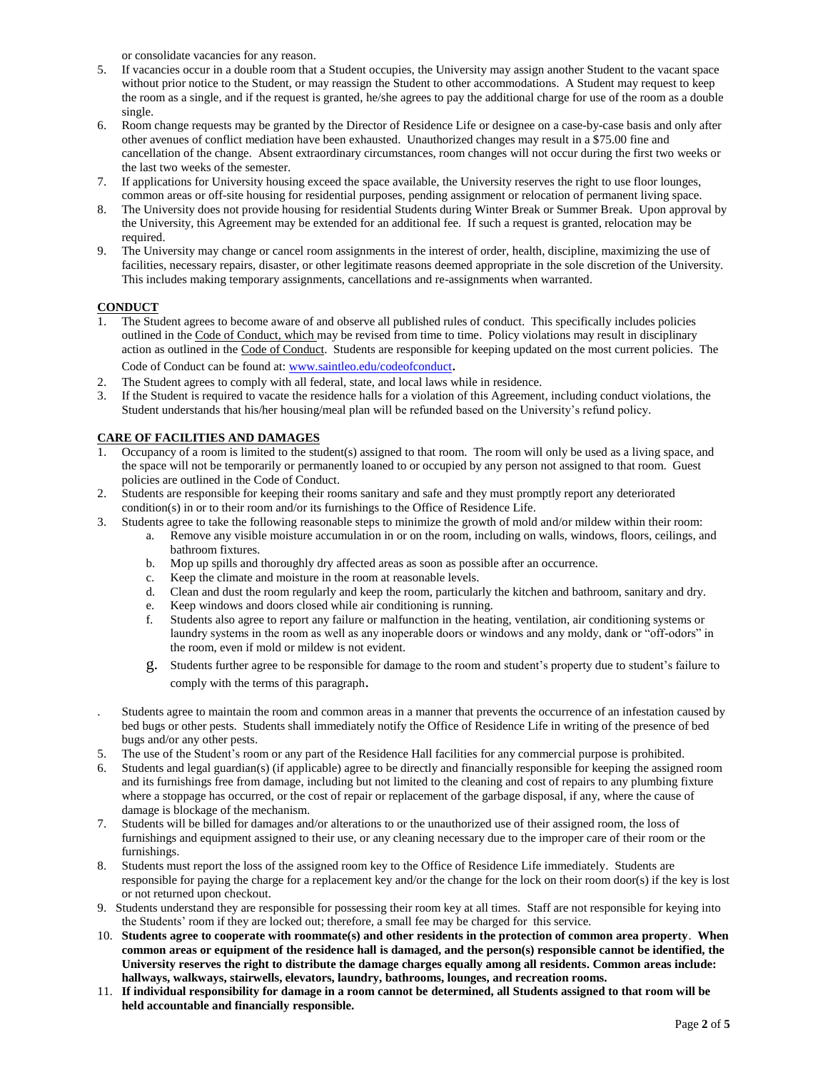or consolidate vacancies for any reason.

5. If vacancies occur in a double room that a Student occupies, the University may assign another Student to the vacant space without prior notice to the Student, or may reassign the Student to other accommodations. A Student may request to keep the room as a single, and if the request is granted, he/she agrees to pay the additional charge for use of the room as a double single.
6. Room change requests may be granted by the Director of Residence Life or designee on a case-by-case basis and only after other avenues of conflict mediation have been exhausted. Unauthorized changes may result in a $75.00 fine and cancellation of the change. Absent extraordinary circumstances, room changes will not occur during the first two weeks or the last two weeks of the semester.
7. If applications for University housing exceed the space available, the University reserves the right to use floor lounges, common areas or off-site housing for residential purposes, pending assignment or relocation of permanent living space.
8. The University does not provide housing for residential Students during Winter Break or Summer Break. Upon approval by the University, this Agreement may be extended for an additional fee. If such a request is granted, relocation may be required.
9. The University may change or cancel room assignments in the interest of order, health, discipline, maximizing the use of facilities, necessary repairs, disaster, or other legitimate reasons deemed appropriate in the sole discretion of the University. This includes making temporary assignments, cancellations and re-assignments when warranted.

## CONDUCT

1. The Student agrees to become aware of and observe all published rules of conduct. This specifically includes policies outlined in the Code of Conduct, which may be revised from time to time. Policy violations may result in disciplinary action as outlined in the Code of Conduct. Students are responsible for keeping updated on the most current policies. The Code of Conduct can be found at: www.saintleo.edu/codeofconduct.
2. The Student agrees to comply with all federal, state, and local laws while in residence.
3. If the Student is required to vacate the residence halls for a violation of this Agreement, including conduct violations, the Student understands that his/her housing/meal plan will be refunded based on the University's refund policy.

## CARE OF FACILITIES AND DAMAGES

1. Occupancy of a room is limited to the student(s) assigned to that room. The room will only be used as a living space, and the space will not be temporarily or permanently loaned to or occupied by any person not assigned to that room. Guest policies are outlined in the Code of Conduct.
2. Students are responsible for keeping their rooms sanitary and safe and they must promptly report any deteriorated condition(s) in or to their room and/or its furnishings to the Office of Residence Life.
3. Students agree to take the following reasonable steps to minimize the growth of mold and/or mildew within their room:
   a. Remove any visible moisture accumulation in or on the room, including on walls, windows, floors, ceilings, and bathroom fixtures.
   b. Mop up spills and thoroughly dry affected areas as soon as possible after an occurrence.
   c. Keep the climate and moisture in the room at reasonable levels.
   d. Clean and dust the room regularly and keep the room, particularly the kitchen and bathroom, sanitary and dry.
   e. Keep windows and doors closed while air conditioning is running.
   f. Students also agree to report any failure or malfunction in the heating, ventilation, air conditioning systems or laundry systems in the room as well as any inoperable doors or windows and any moldy, dank or "off-odors" in the room, even if mold or mildew is not evident.
   g. Students further agree to be responsible for damage to the room and student's property due to student's failure to comply with the terms of this paragraph.

. Students agree to maintain the room and common areas in a manner that prevents the occurrence of an infestation caused by bed bugs or other pests. Students shall immediately notify the Office of Residence Life in writing of the presence of bed bugs and/or any other pests.

5. The use of the Student's room or any part of the Residence Hall facilities for any commercial purpose is prohibited.
6. Students and legal guardian(s) (if applicable) agree to be directly and financially responsible for keeping the assigned room and its furnishings free from damage, including but not limited to the cleaning and cost of repairs to any plumbing fixture where a stoppage has occurred, or the cost of repair or replacement of the garbage disposal, if any, where the cause of damage is blockage of the mechanism.
7. Students will be billed for damages and/or alterations to or the unauthorized use of their assigned room, the loss of furnishings and equipment assigned to their use, or any cleaning necessary due to the improper care of their room or the furnishings.
8. Students must report the loss of the assigned room key to the Office of Residence Life immediately. Students are responsible for paying the charge for a replacement key and/or the change for the lock on their room door(s) if the key is lost or not returned upon checkout.
9. Students understand they are responsible for possessing their room key at all times. Staff are not responsible for keying into the Students' room if they are locked out; therefore, a small fee may be charged for this service.
10. **Students agree to cooperate with roommate(s) and other residents in the protection of common area property**. **When common areas or equipment of the residence hall is damaged, and the person(s) responsible cannot be identified, the University reserves the right to distribute the damage charges equally among all residents. Common areas include: hallways, walkways, stairwells, elevators, laundry, bathrooms, lounges, and recreation rooms.**
11. **If individual responsibility for damage in a room cannot be determined, all Students assigned to that room will be held accountable and financially responsible.**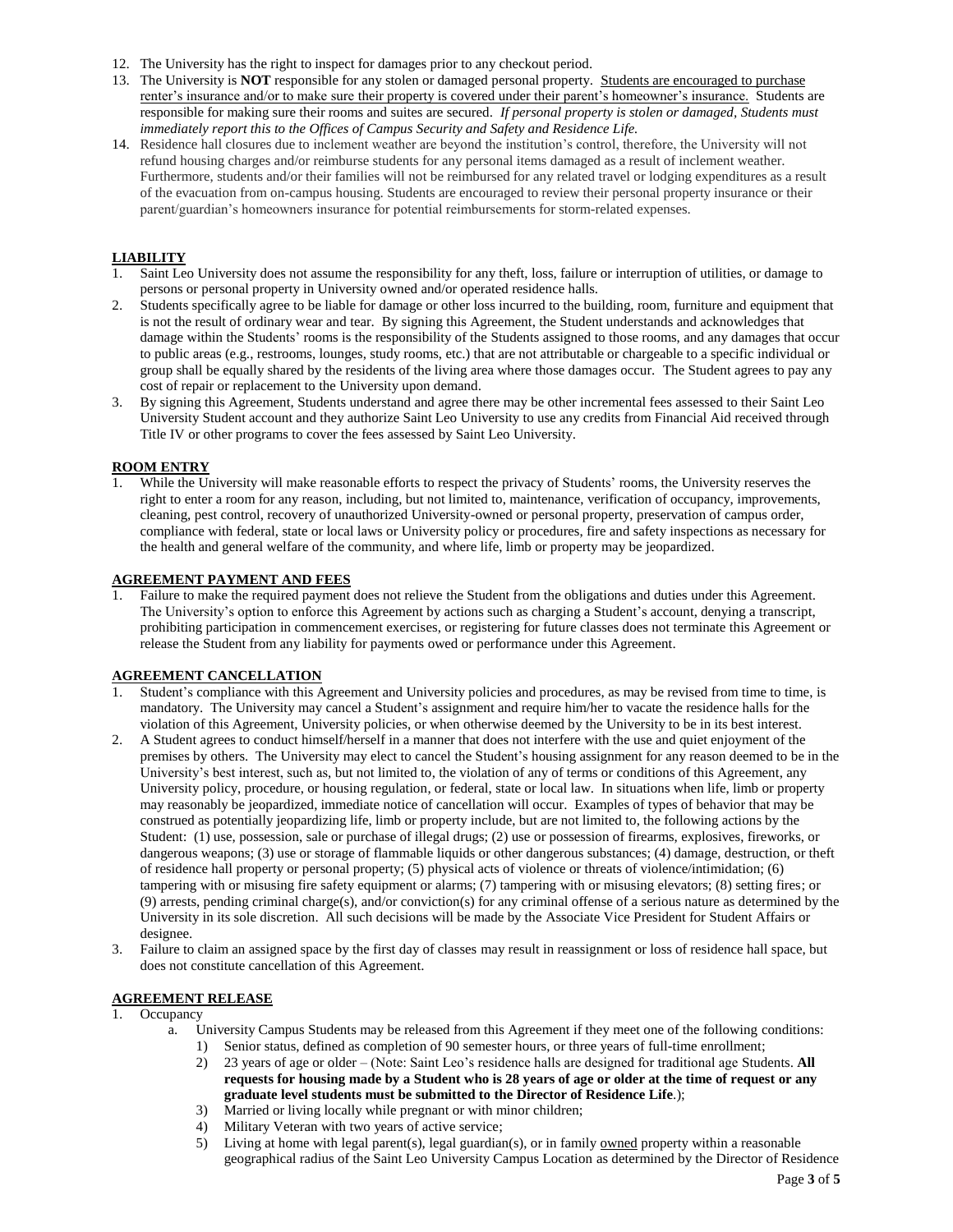12. The University has the right to inspect for damages prior to any checkout period.
13. The University is **NOT** responsible for any stolen or damaged personal property. Students are encouraged to purchase renter's insurance and/or to make sure their property is covered under their parent's homeowner's insurance. Students are responsible for making sure their rooms and suites are secured. *If personal property is stolen or damaged, Students must immediately report this to the Offices of Campus Security and Safety and Residence Life.*
14. Residence hall closures due to inclement weather are beyond the institution's control, therefore, the University will not refund housing charges and/or reimburse students for any personal items damaged as a result of inclement weather. Furthermore, students and/or their families will not be reimbursed for any related travel or lodging expenditures as a result of the evacuation from on-campus housing. Students are encouraged to review their personal property insurance or their parent/guardian's homeowners insurance for potential reimbursements for storm-related expenses.

**LIABILITY**

1. Saint Leo University does not assume the responsibility for any theft, loss, failure or interruption of utilities, or damage to persons or personal property in University owned and/or operated residence halls.
2. Students specifically agree to be liable for damage or other loss incurred to the building, room, furniture and equipment that is not the result of ordinary wear and tear. By signing this Agreement, the Student understands and acknowledges that damage within the Students' rooms is the responsibility of the Students assigned to those rooms, and any damages that occur to public areas (e.g., restrooms, lounges, study rooms, etc.) that are not attributable or chargeable to a specific individual or group shall be equally shared by the residents of the living area where those damages occur. The Student agrees to pay any cost of repair or replacement to the University upon demand.
3. By signing this Agreement, Students understand and agree there may be other incremental fees assessed to their Saint Leo University Student account and they authorize Saint Leo University to use any credits from Financial Aid received through Title IV or other programs to cover the fees assessed by Saint Leo University.

**ROOM ENTRY**

1. While the University will make reasonable efforts to respect the privacy of Students' rooms, the University reserves the right to enter a room for any reason, including, but not limited to, maintenance, verification of occupancy, improvements, cleaning, pest control, recovery of unauthorized University-owned or personal property, preservation of campus order, compliance with federal, state or local laws or University policy or procedures, fire and safety inspections as necessary for the health and general welfare of the community, and where life, limb or property may be jeopardized.

**AGREEMENT PAYMENT AND FEES**

1. Failure to make the required payment does not relieve the Student from the obligations and duties under this Agreement. The University's option to enforce this Agreement by actions such as charging a Student's account, denying a transcript, prohibiting participation in commencement exercises, or registering for future classes does not terminate this Agreement or release the Student from any liability for payments owed or performance under this Agreement.

**AGREEMENT CANCELLATION**

1. Student's compliance with this Agreement and University policies and procedures, as may be revised from time to time, is mandatory. The University may cancel a Student's assignment and require him/her to vacate the residence halls for the violation of this Agreement, University policies, or when otherwise deemed by the University to be in its best interest.
2. A Student agrees to conduct himself/herself in a manner that does not interfere with the use and quiet enjoyment of the premises by others. The University may elect to cancel the Student's housing assignment for any reason deemed to be in the University's best interest, such as, but not limited to, the violation of any of terms or conditions of this Agreement, any University policy, procedure, or housing regulation, or federal, state or local law. In situations when life, limb or property may reasonably be jeopardized, immediate notice of cancellation will occur. Examples of types of behavior that may be construed as potentially jeopardizing life, limb or property include, but are not limited to, the following actions by the Student: (1) use, possession, sale or purchase of illegal drugs; (2) use or possession of firearms, explosives, fireworks, or dangerous weapons; (3) use or storage of flammable liquids or other dangerous substances; (4) damage, destruction, or theft of residence hall property or personal property; (5) physical acts of violence or threats of violence/intimidation; (6) tampering with or misusing fire safety equipment or alarms; (7) tampering with or misusing elevators; (8) setting fires; or (9) arrests, pending criminal charge(s), and/or conviction(s) for any criminal offense of a serious nature as determined by the University in its sole discretion. All such decisions will be made by the Associate Vice President for Student Affairs or designee.
3. Failure to claim an assigned space by the first day of classes may result in reassignment or loss of residence hall space, but does not constitute cancellation of this Agreement.

**AGREEMENT RELEASE**

1. Occupancy
   a. University Campus Students may be released from this Agreement if they meet one of the following conditions:
      1) Senior status, defined as completion of 90 semester hours, or three years of full-time enrollment;
      2) 23 years of age or older – (Note: Saint Leo's residence halls are designed for traditional age Students. **All requests for housing made by a Student who is 28 years of age or older at the time of request or any graduate level students must be submitted to the Director of Residence Life**.);
      3) Married or living locally while pregnant or with minor children;
      4) Military Veteran with two years of active service;
      5) Living at home with legal parent(s), legal guardian(s), or in family owned property within a reasonable geographical radius of the Saint Leo University Campus Location as determined by the Director of Residence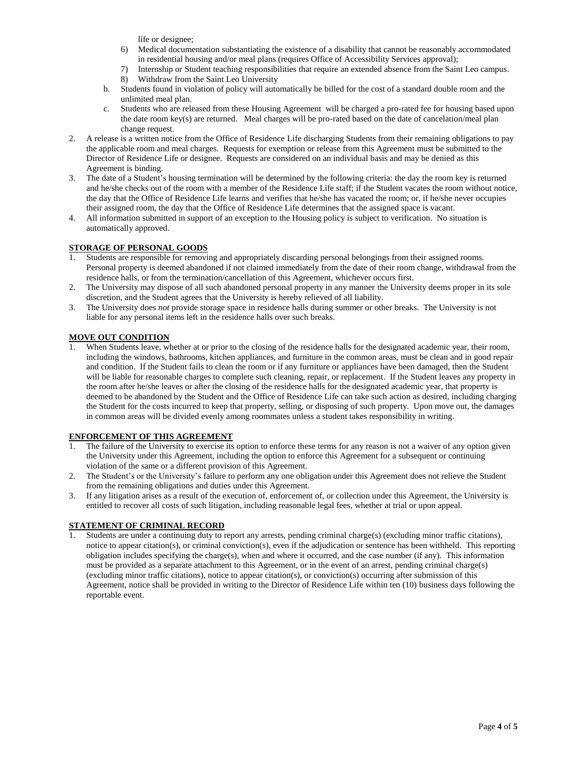life or designee;

6) Medical documentation substantiating the existence of a disability that cannot be reasonably accommodated in residential housing and/or meal plans (requires Office of Accessibility Services approval);
7) Internship or Student teaching responsibilities that require an extended absence from the Saint Leo campus.
8) Withdraw from the Saint Leo University

b. Students found in violation of policy will automatically be billed for the cost of a standard double room and the unlimited meal plan.

c. Students who are released from these Housing Agreement will be charged a pro-rated fee for housing based upon the date room key(s) are returned. Meal charges will be pro-rated based on the date of cancelation/meal plan change request.

2. A release is a written notice from the Office of Residence Life discharging Students from their remaining obligations to pay the applicable room and meal charges. Requests for exemption or release from this Agreement must be submitted to the Director of Residence Life or designee. Requests are considered on an individual basis and may be denied as this Agreement is binding.
3. The date of a Student's housing termination will be determined by the following criteria: the day the room key is returned and he/she checks out of the room with a member of the Residence Life staff; if the Student vacates the room without notice, the day that the Office of Residence Life learns and verifies that he/she has vacated the room; or, if he/she never occupies their assigned room, the day that the Office of Residence Life determines that the assigned space is vacant.
4. All information submitted in support of an exception to the Housing policy is subject to verification. No situation is automatically approved.

**STORAGE OF PERSONAL GOODS**

1. Students are responsible for removing and appropriately discarding personal belongings from their assigned rooms. Personal property is deemed abandoned if not claimed immediately from the date of their room change, withdrawal from the residence halls, or from the termination/cancellation of this Agreement, whichever occurs first.
2. The University may dispose of all such abandoned personal property in any manner the University deems proper in its sole discretion, and the Student agrees that the University is hereby relieved of all liability.
3. The University does *not* provide storage space in residence halls during summer or other breaks. The University is not liable for any personal items left in the residence halls over such breaks.

**MOVE OUT CONDITION**

1. When Students leave, whether at or prior to the closing of the residence halls for the designated academic year, their room, including the windows, bathrooms, kitchen appliances, and furniture in the common areas, must be clean and in good repair and condition. If the Student fails to clean the room or if any furniture or appliances have been damaged, then the Student will be liable for reasonable charges to complete such cleaning, repair, or replacement. If the Student leaves any property in the room after he/she leaves or after the closing of the residence halls for the designated academic year, that property is deemed to be abandoned by the Student and the Office of Residence Life can take such action as desired, including charging the Student for the costs incurred to keep that property, selling, or disposing of such property. Upon move out, the damages in common areas will be divided evenly among roommates unless a student takes responsibility in writing.

**ENFORCEMENT OF THIS AGREEMENT**

1. The failure of the University to exercise its option to enforce these terms for any reason is not a waiver of any option given the University under this Agreement, including the option to enforce this Agreement for a subsequent or continuing violation of the same or a different provision of this Agreement.
2. The Student's or the University's failure to perform any one obligation under this Agreement does not relieve the Student from the remaining obligations and duties under this Agreement.
3. If any litigation arises as a result of the execution of, enforcement of, or collection under this Agreement, the University is entitled to recover all costs of such litigation, including reasonable legal fees, whether at trial or upon appeal.

**STATEMENT OF CRIMINAL RECORD**

1. Students are under a continuing duty to report any arrests, pending criminal charge(s) (excluding minor traffic citations), notice to appear citation(s), or criminal conviction(s), even if the adjudication or sentence has been withheld. This reporting obligation includes specifying the charge(s), when and where it occurred, and the case number (if any). This information must be provided as a separate attachment to this Agreement, or in the event of an arrest, pending criminal charge(s) (excluding minor traffic citations), notice to appear citation(s), or conviction(s) occurring after submission of this Agreement, notice shall be provided in writing to the Director of Residence Life within ten (10) business days following the reportable event.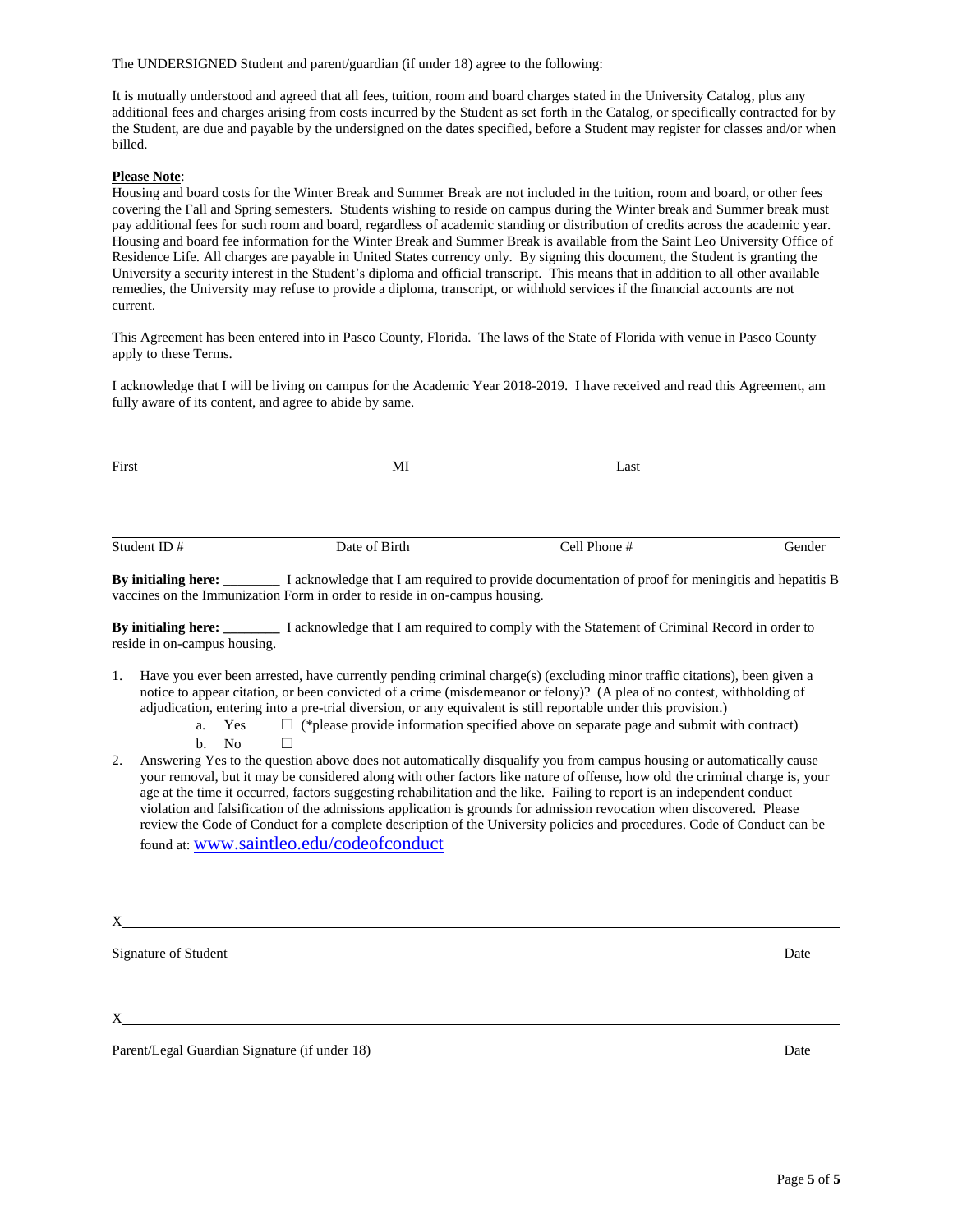The UNDERSIGNED Student and parent/guardian (if under 18) agree to the following:

It is mutually understood and agreed that all fees, tuition, room and board charges stated in the University Catalog, plus any additional fees and charges arising from costs incurred by the Student as set forth in the Catalog, or specifically contracted for by the Student, are due and payable by the undersigned on the dates specified, before a Student may register for classes and/or when billed.

**Please Note**:
Housing and board costs for the Winter Break and Summer Break are not included in the tuition, room and board, or other fees covering the Fall and Spring semesters. Students wishing to reside on campus during the Winter break and Summer break must pay additional fees for such room and board, regardless of academic standing or distribution of credits across the academic year. Housing and board fee information for the Winter Break and Summer Break is available from the Saint Leo University Office of Residence Life. All charges are payable in United States currency only. By signing this document, the Student is granting the University a security interest in the Student's diploma and official transcript. This means that in addition to all other available remedies, the University may refuse to provide a diploma, transcript, or withhold services if the financial accounts are not current.

This Agreement has been entered into in Pasco County, Florida. The laws of the State of Florida with venue in Pasco County apply to these Terms.

I acknowledge that I will be living on campus for the Academic Year 2018-2019. I have received and read this Agreement, am fully aware of its content, and agree to abide by same.

_______________________________________________________________

First MI Last

_______________________________________________________________

Student ID # Date of Birth Cell Phone # Gender

**By initialing here: ________** I acknowledge that I am required to provide documentation of proof for meningitis and hepatitis B vaccines on the Immunization Form in order to reside in on-campus housing.

**By initialing here: ________** I acknowledge that I am required to comply with the Statement of Criminal Record in order to reside in on-campus housing.

1. Have you ever been arrested, have currently pending criminal charge(s) (excluding minor traffic citations), been given a notice to appear citation, or been convicted of a crime (misdemeanor or felony)? (A plea of no contest, withholding of adjudication, entering into a pre-trial diversion, or any equivalent is still reportable under this provision.)
   a. Yes ☐ (*please provide information specified above on separate page and submit with contract)
   b. No ☐
2. Answering Yes to the question above does not automatically disqualify you from campus housing or automatically cause your removal, but it may be considered along with other factors like nature of offense, how old the criminal charge is, your age at the time it occurred, factors suggesting rehabilitation and the like. Failing to report is an independent conduct violation and falsification of the admissions application is grounds for admission revocation when discovered. Please review the Code of Conduct for a complete description of the University policies and procedures. Code of Conduct can be found at: www.saintleo.edu/codeofconduct

X_______________________________________________________________

Signature of Student Date

X_______________________________________________________________

Parent/Legal Guardian Signature (if under 18) Date